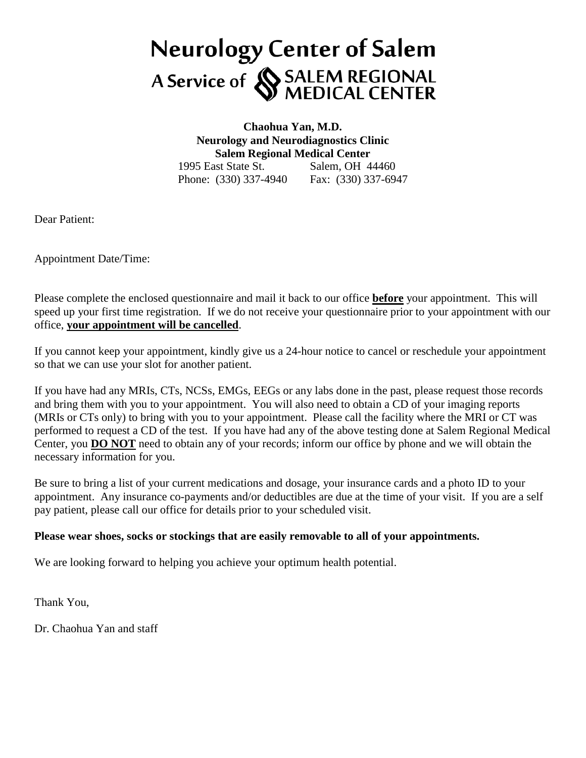# Neurology Center of Salem

A Service of SALEM REGIONAL MEDICAL CENTER

**Chaohua Yan, M.D.**
**Neurology and Neurodiagnostics Clinic**
**Salem Regional Medical Center**
1995 East State St. Salem, OH 44460
Phone: (330) 337-4940 Fax: (330) 337-6947

Dear Patient:

Appointment Date/Time:

Please complete the enclosed questionnaire and mail it back to our office **before** your appointment. This will speed up your first time registration. If we do not receive your questionnaire prior to your appointment with our office, **your appointment will be cancelled**.

If you cannot keep your appointment, kindly give us a 24-hour notice to cancel or reschedule your appointment so that we can use your slot for another patient.

If you have had any MRIs, CTs, NCSs, EMGs, EEGs or any labs done in the past, please request those records and bring them with you to your appointment. You will also need to obtain a CD of your imaging reports (MRIs or CTs only) to bring with you to your appointment. Please call the facility where the MRI or CT was performed to request a CD of the test. If you have had any of the above testing done at Salem Regional Medical Center, you **DO NOT** need to obtain any of your records; inform our office by phone and we will obtain the necessary information for you.

Be sure to bring a list of your current medications and dosage, your insurance cards and a photo ID to your appointment. Any insurance co-payments and/or deductibles are due at the time of your visit. If you are a self pay patient, please call our office for details prior to your scheduled visit.

**Please wear shoes, socks or stockings that are easily removable to all of your appointments.**

We are looking forward to helping you achieve your optimum health potential.

Thank You,

Dr. Chaohua Yan and staff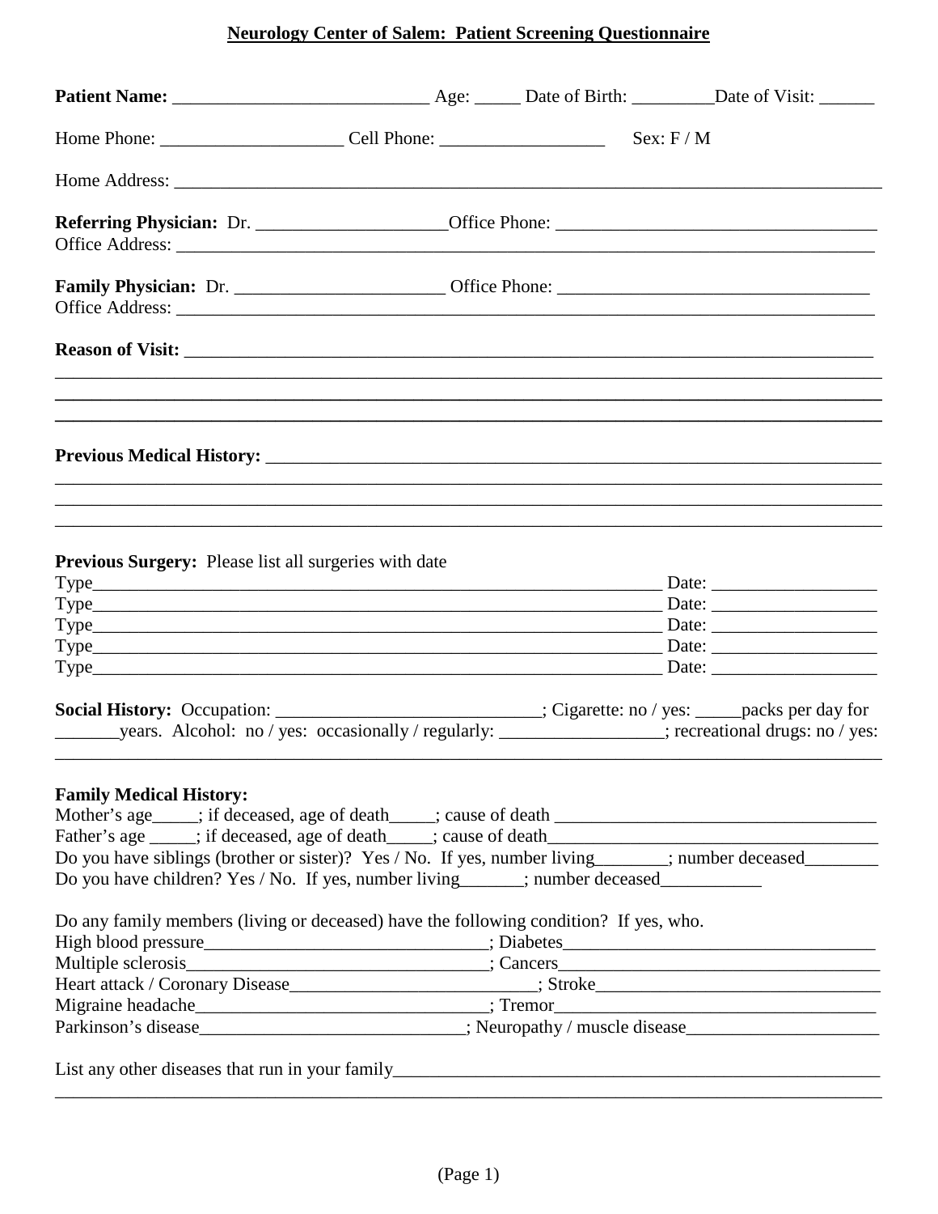# Neurology Center of Salem: Patient Screening Questionnaire

**Patient Name:** ____________________________ Age: _____ Date of Birth: _________Date of Visit: ______

Home Phone: ____________________ Cell Phone: __________________ Sex: F / M

Home Address: ______________________________________________________________________________

**Referring Physician:** Dr. _____________________Office Phone: ___________________________________
Office Address: _____________________________________________________________________________

**Family Physician:** Dr. _______________________ Office Phone: _________________________________
Office Address: _____________________________________________________________________________

**Reason of Visit:** ___________________________________________________________________________
_________________________________________________________________________________________
_________________________________________________________________________________________
_________________________________________________________________________________________

**Previous Medical History:** ____________________________________________________________________
_________________________________________________________________________________________
_________________________________________________________________________________________
_________________________________________________________________________________________

**Previous Surgery:** Please list all surgeries with date
Type_______________________________________________________________ Date: __________________
Type_______________________________________________________________ Date: __________________
Type_______________________________________________________________ Date: __________________
Type_______________________________________________________________ Date: __________________
Type_______________________________________________________________ Date: __________________

**Social History:** Occupation: _____________________________; Cigarette: no / yes: _____packs per day for _______years. Alcohol: no / yes: occasionally / regularly: __________________; recreational drugs: no / yes:
_________________________________________________________________________________________

**Family Medical History:**
Mother's age_____; if deceased, age of death_____; cause of death ____________________________________
Father's age _____; if deceased, age of death_____; cause of death____________________________________
Do you have siblings (brother or sister)? Yes / No. If yes, number living________; number deceased________
Do you have children? Yes / No. If yes, number living_______; number deceased___________

Do any family members (living or deceased) have the following condition? If yes, who.
High blood pressure_______________________________; Diabetes___________________________________
Multiple sclerosis_________________________________; Cancers____________________________________
Heart attack / Coronary Disease___________________________; Stroke_________________________________
Migraine headache________________________________; Tremor___________________________________
Parkinson's disease_____________________________; Neuropathy / muscle disease_____________________

List any other diseases that run in your family______________________________________________________
_________________________________________________________________________________________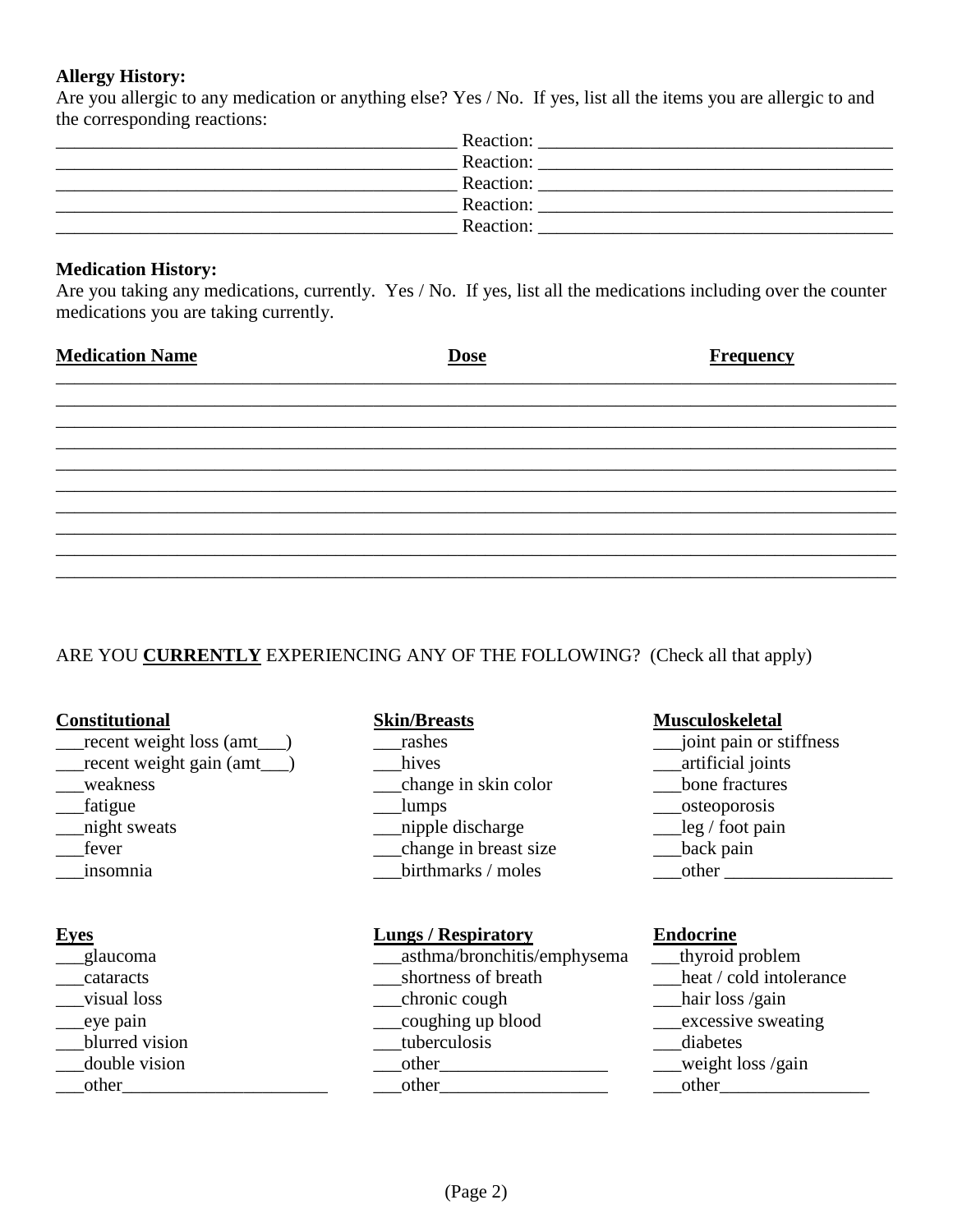**Allergy History:**

Are you allergic to any medication or anything else? Yes / No. If yes, list all the items you are allergic to and the corresponding reactions:

_________________________________________ Reaction: ____________________________________

_________________________________________ Reaction: ____________________________________

_________________________________________ Reaction: ____________________________________

_________________________________________ Reaction: ____________________________________

_________________________________________ Reaction: ____________________________________

**Medication History:**

Are you taking any medications, currently. Yes / No. If yes, list all the medications including over the counter medications you are taking currently.

| Medication Name | Dose | Frequency |
|---|---|---|
| | | |
| | | |
| | | |
| | | |
| | | |
| | | |
| | | |
| | | |
| | | |
| | | |

ARE YOU **CURRENTLY** EXPERIENCING ANY OF THE FOLLOWING? (Check all that apply)

**Constitutional**

___recent weight loss (amt___)
___recent weight gain (amt___)
___weakness
___fatigue
___night sweats
___fever
___insomnia

**Skin/Breasts**

___rashes
___hives
___change in skin color
___lumps
___nipple discharge
___change in breast size
___birthmarks / moles

**Musculoskeletal**

___joint pain or stiffness
___artificial joints
___bone fractures
___osteoporosis
___leg / foot pain
___back pain
___other ___________________

**Eyes**

___glaucoma
___cataracts
___visual loss
___eye pain
___blurred vision
___double vision
___other_______________________

**Lungs / Respiratory**

___asthma/bronchitis/emphysema
___shortness of breath
___chronic cough
___coughing up blood
___tuberculosis
___other__________________
___other__________________

**Endocrine**

___thyroid problem
___heat / cold intolerance
___hair loss /gain
___excessive sweating
___diabetes
___weight loss /gain
___other_________________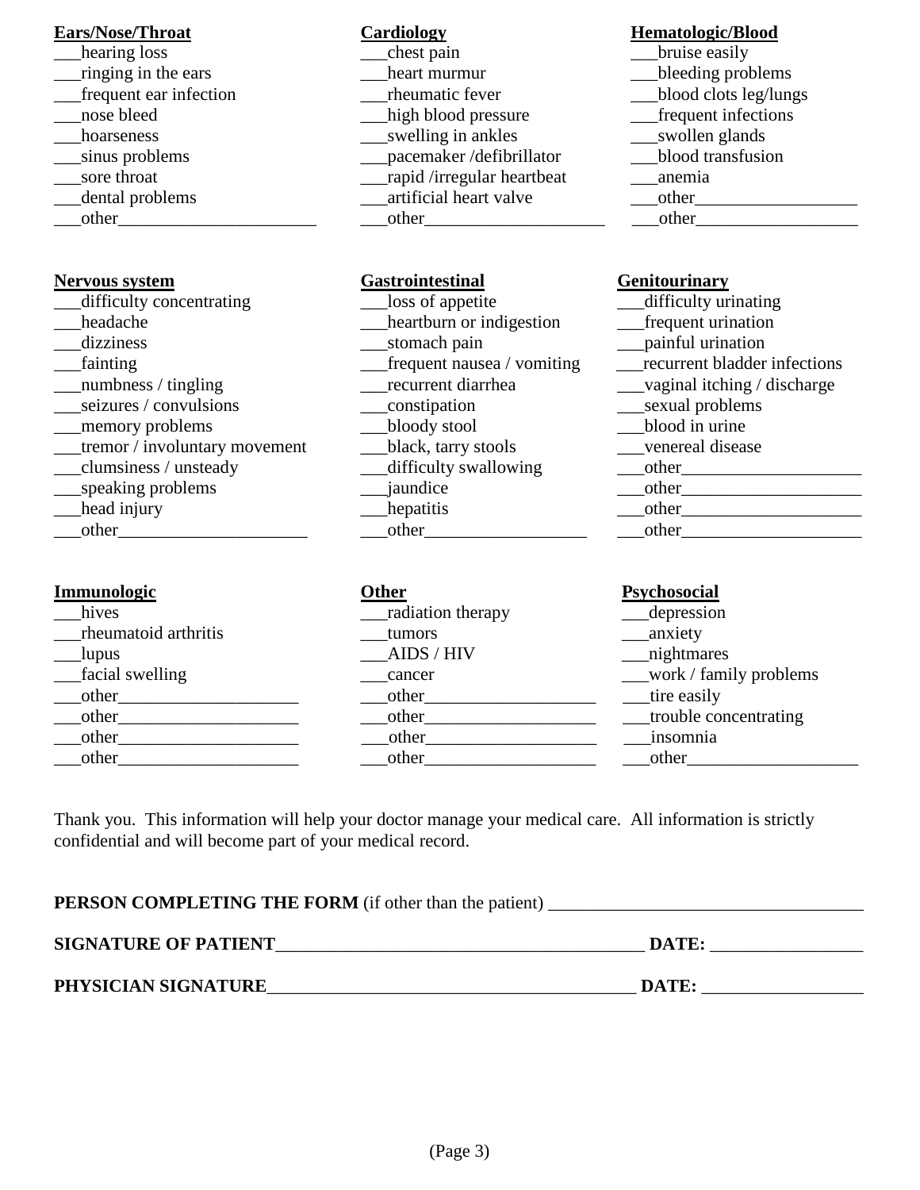**Ears/Nose/Throat**

___hearing loss
___ringing in the ears
___frequent ear infection
___nose bleed
___hoarseness
___sinus problems
___sore throat
___dental problems
___other______________________

**Cardiology**

___chest pain
___heart murmur
___rheumatic fever
___high blood pressure
___swelling in ankles
___pacemaker /defibrillator
___rapid /irregular heartbeat
___artificial heart valve
___other____________________

**Hematologic/Blood**

___bruise easily
___bleeding problems
___blood clots leg/lungs
___frequent infections
___swollen glands
___blood transfusion
___anemia
___other__________________
___other__________________

**Nervous system**

___difficulty concentrating
___headache
___dizziness
___fainting
___numbness / tingling
___seizures / convulsions
___memory problems
___tremor / involuntary movement
___clumsiness / unsteady
___speaking problems
___head injury
___other_____________________

**Gastrointestinal**

___loss of appetite
___heartburn or indigestion
___stomach pain
___frequent nausea / vomiting
___recurrent diarrhea
___constipation
___bloody stool
___black, tarry stools
___difficulty swallowing
___jaundice
___hepatitis
___other__________________

**Genitourinary**

___difficulty urinating
___frequent urination
___painful urination
___recurrent bladder infections
___vaginal itching / discharge
___sexual problems
___blood in urine
___venereal disease
___other____________________
___other____________________
___other____________________
___other____________________

**Immunologic**

___hives
___rheumatoid arthritis
___lupus
___facial swelling
___other____________________
___other____________________
___other____________________
___other____________________

**Other**

___radiation therapy
___tumors
___AIDS / HIV
___cancer
___other___________________
___other___________________
___other___________________
___other___________________

**Psychosocial**

___depression
___anxiety
___nightmares
___work / family problems
___tire easily
___trouble concentrating
___insomnia
___other___________________

Thank you. This information will help your doctor manage your medical care. All information is strictly confidential and will become part of your medical record.

**PERSON COMPLETING THE FORM** (if other than the patient) ___________________________________

**SIGNATURE OF PATIENT**_________________________________________ **DATE:** ________________

**PHYSICIAN SIGNATURE**_________________________________________ **DATE:** _________________